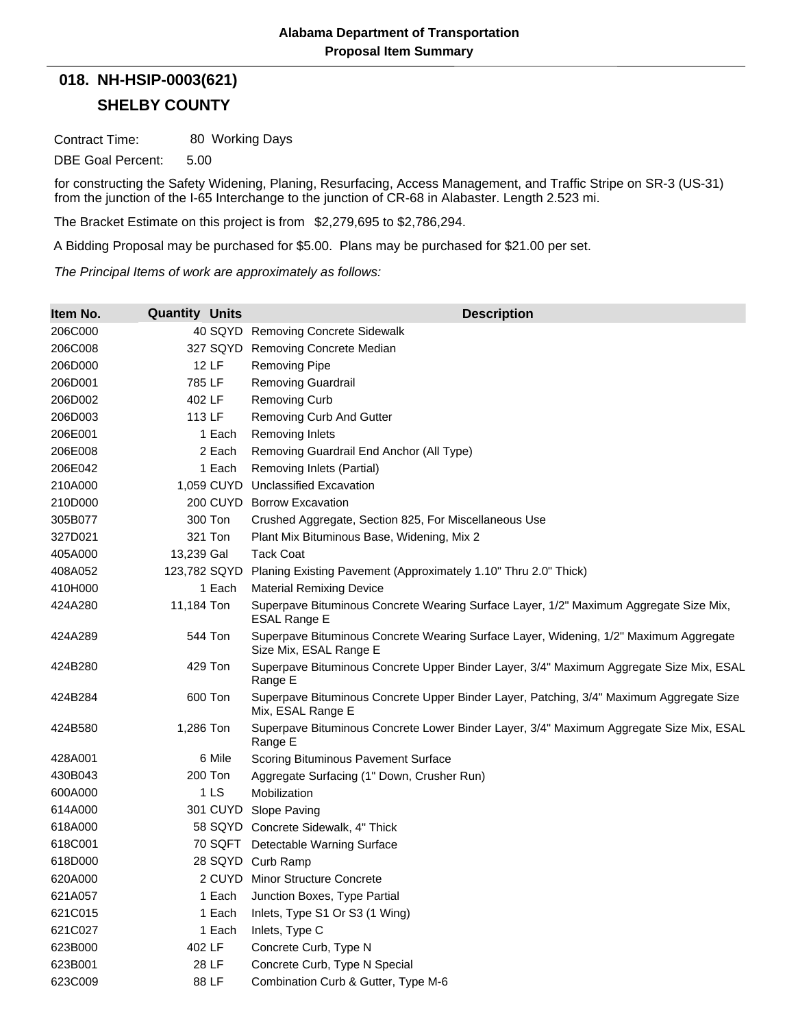**Alabama Department of Transportation**
**Proposal Item Summary**

## 018. NH-HSIP-0003(621)

## SHELBY COUNTY

Contract Time: 80 Working Days

DBE Goal Percent: 5.00

for constructing the Safety Widening, Planing, Resurfacing, Access Management, and Traffic Stripe on SR-3 (US-31) from the junction of the I-65 Interchange to the junction of CR-68 in Alabaster. Length 2.523 mi.

The Bracket Estimate on this project is from $2,279,695 to $2,786,294.

A Bidding Proposal may be purchased for $5.00. Plans may be purchased for $21.00 per set.

*The Principal Items of work are approximately as follows:*

| Item No. | Quantity | Units | Description |
|---|---|---|---|
| 206C000 | 40 | SQYD | Removing Concrete Sidewalk |
| 206C008 | 327 | SQYD | Removing Concrete Median |
| 206D000 | 12 | LF | Removing Pipe |
| 206D001 | 785 | LF | Removing Guardrail |
| 206D002 | 402 | LF | Removing Curb |
| 206D003 | 113 | LF | Removing Curb And Gutter |
| 206E001 | 1 | Each | Removing Inlets |
| 206E008 | 2 | Each | Removing Guardrail End Anchor (All Type) |
| 206E042 | 1 | Each | Removing Inlets (Partial) |
| 210A000 | 1,059 | CUYD | Unclassified Excavation |
| 210D000 | 200 | CUYD | Borrow Excavation |
| 305B077 | 300 | Ton | Crushed Aggregate, Section 825, For Miscellaneous Use |
| 327D021 | 321 | Ton | Plant Mix Bituminous Base, Widening, Mix 2 |
| 405A000 | 13,239 | Gal | Tack Coat |
| 408A052 | 123,782 | SQYD | Planing Existing Pavement (Approximately 1.10" Thru 2.0" Thick) |
| 410H000 | 1 | Each | Material Remixing Device |
| 424A280 | 11,184 | Ton | Superpave Bituminous Concrete Wearing Surface Layer, 1/2" Maximum Aggregate Size Mix, ESAL Range E |
| 424A289 | 544 | Ton | Superpave Bituminous Concrete Wearing Surface Layer, Widening, 1/2" Maximum Aggregate Size Mix, ESAL Range E |
| 424B280 | 429 | Ton | Superpave Bituminous Concrete Upper Binder Layer, 3/4" Maximum Aggregate Size Mix, ESAL Range E |
| 424B284 | 600 | Ton | Superpave Bituminous Concrete Upper Binder Layer, Patching, 3/4" Maximum Aggregate Size Mix, ESAL Range E |
| 424B580 | 1,286 | Ton | Superpave Bituminous Concrete Lower Binder Layer, 3/4" Maximum Aggregate Size Mix, ESAL Range E |
| 428A001 | 6 | Mile | Scoring Bituminous Pavement Surface |
| 430B043 | 200 | Ton | Aggregate Surfacing (1" Down, Crusher Run) |
| 600A000 | 1 | LS | Mobilization |
| 614A000 | 301 | CUYD | Slope Paving |
| 618A000 | 58 | SQYD | Concrete Sidewalk, 4" Thick |
| 618C001 | 70 | SQFT | Detectable Warning Surface |
| 618D000 | 28 | SQYD | Curb Ramp |
| 620A000 | 2 | CUYD | Minor Structure Concrete |
| 621A057 | 1 | Each | Junction Boxes, Type Partial |
| 621C015 | 1 | Each | Inlets, Type S1 Or S3 (1 Wing) |
| 621C027 | 1 | Each | Inlets, Type C |
| 623B000 | 402 | LF | Concrete Curb, Type N |
| 623B001 | 28 | LF | Concrete Curb, Type N Special |
| 623C009 | 88 | LF | Combination Curb & Gutter, Type M-6 |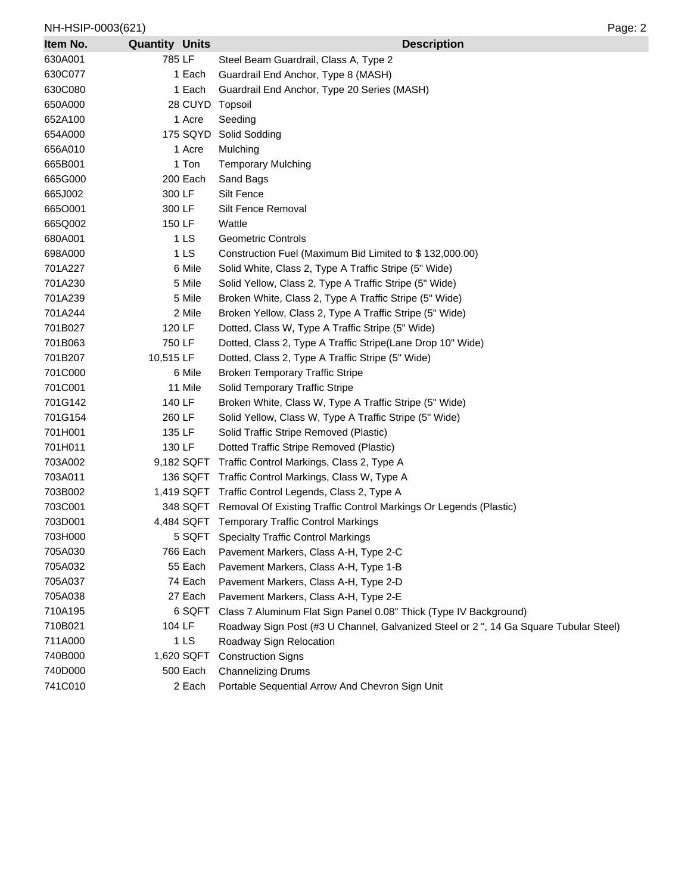| Item No. | Quantity | Units | Description |
|---|---|---|---|
| 630A001 | 785 | LF | Steel Beam Guardrail, Class A, Type 2 |
| 630C077 | 1 | Each | Guardrail End Anchor, Type 8 (MASH) |
| 630C080 | 1 | Each | Guardrail End Anchor, Type 20 Series (MASH) |
| 650A000 | 28 | CUYD | Topsoil |
| 652A100 | 1 | Acre | Seeding |
| 654A000 | 175 | SQYD | Solid Sodding |
| 656A010 | 1 | Acre | Mulching |
| 665B001 | 1 | Ton | Temporary Mulching |
| 665G000 | 200 | Each | Sand Bags |
| 665J002 | 300 | LF | Silt Fence |
| 665O001 | 300 | LF | Silt Fence Removal |
| 665Q002 | 150 | LF | Wattle |
| 680A001 | 1 | LS | Geometric Controls |
| 698A000 | 1 | LS | Construction Fuel (Maximum Bid Limited to $ 132,000.00) |
| 701A227 | 6 | Mile | Solid White, Class 2, Type A Traffic Stripe (5" Wide) |
| 701A230 | 5 | Mile | Solid Yellow, Class 2, Type A Traffic Stripe (5" Wide) |
| 701A239 | 5 | Mile | Broken White, Class 2, Type A Traffic Stripe (5" Wide) |
| 701A244 | 2 | Mile | Broken Yellow, Class 2, Type A Traffic Stripe (5" Wide) |
| 701B027 | 120 | LF | Dotted, Class W, Type A Traffic Stripe (5" Wide) |
| 701B063 | 750 | LF | Dotted, Class 2, Type A Traffic Stripe(Lane Drop 10" Wide) |
| 701B207 | 10,515 | LF | Dotted, Class 2, Type A Traffic Stripe (5" Wide) |
| 701C000 | 6 | Mile | Broken Temporary Traffic Stripe |
| 701C001 | 11 | Mile | Solid Temporary Traffic Stripe |
| 701G142 | 140 | LF | Broken White, Class W, Type A Traffic Stripe (5" Wide) |
| 701G154 | 260 | LF | Solid Yellow, Class W, Type A Traffic Stripe (5" Wide) |
| 701H001 | 135 | LF | Solid Traffic Stripe Removed (Plastic) |
| 701H011 | 130 | LF | Dotted Traffic Stripe Removed (Plastic) |
| 703A002 | 9,182 | SQFT | Traffic Control Markings, Class 2, Type A |
| 703A011 | 136 | SQFT | Traffic Control Markings, Class W, Type A |
| 703B002 | 1,419 | SQFT | Traffic Control Legends, Class 2, Type A |
| 703C001 | 348 | SQFT | Removal Of Existing Traffic Control Markings Or Legends (Plastic) |
| 703D001 | 4,484 | SQFT | Temporary Traffic Control Markings |
| 703H000 | 5 | SQFT | Specialty Traffic Control Markings |
| 705A030 | 766 | Each | Pavement Markers, Class A-H, Type 2-C |
| 705A032 | 55 | Each | Pavement Markers, Class A-H, Type 1-B |
| 705A037 | 74 | Each | Pavement Markers, Class A-H, Type 2-D |
| 705A038 | 27 | Each | Pavement Markers, Class A-H, Type 2-E |
| 710A195 | 6 | SQFT | Class 7 Aluminum Flat Sign Panel 0.08" Thick (Type IV Background) |
| 710B021 | 104 | LF | Roadway Sign Post (#3 U Channel, Galvanized Steel or 2 ", 14 Ga Square Tubular Steel) |
| 711A000 | 1 | LS | Roadway Sign Relocation |
| 740B000 | 1,620 | SQFT | Construction Signs |
| 740D000 | 500 | Each | Channelizing Drums |
| 741C010 | 2 | Each | Portable Sequential Arrow And Chevron Sign Unit |